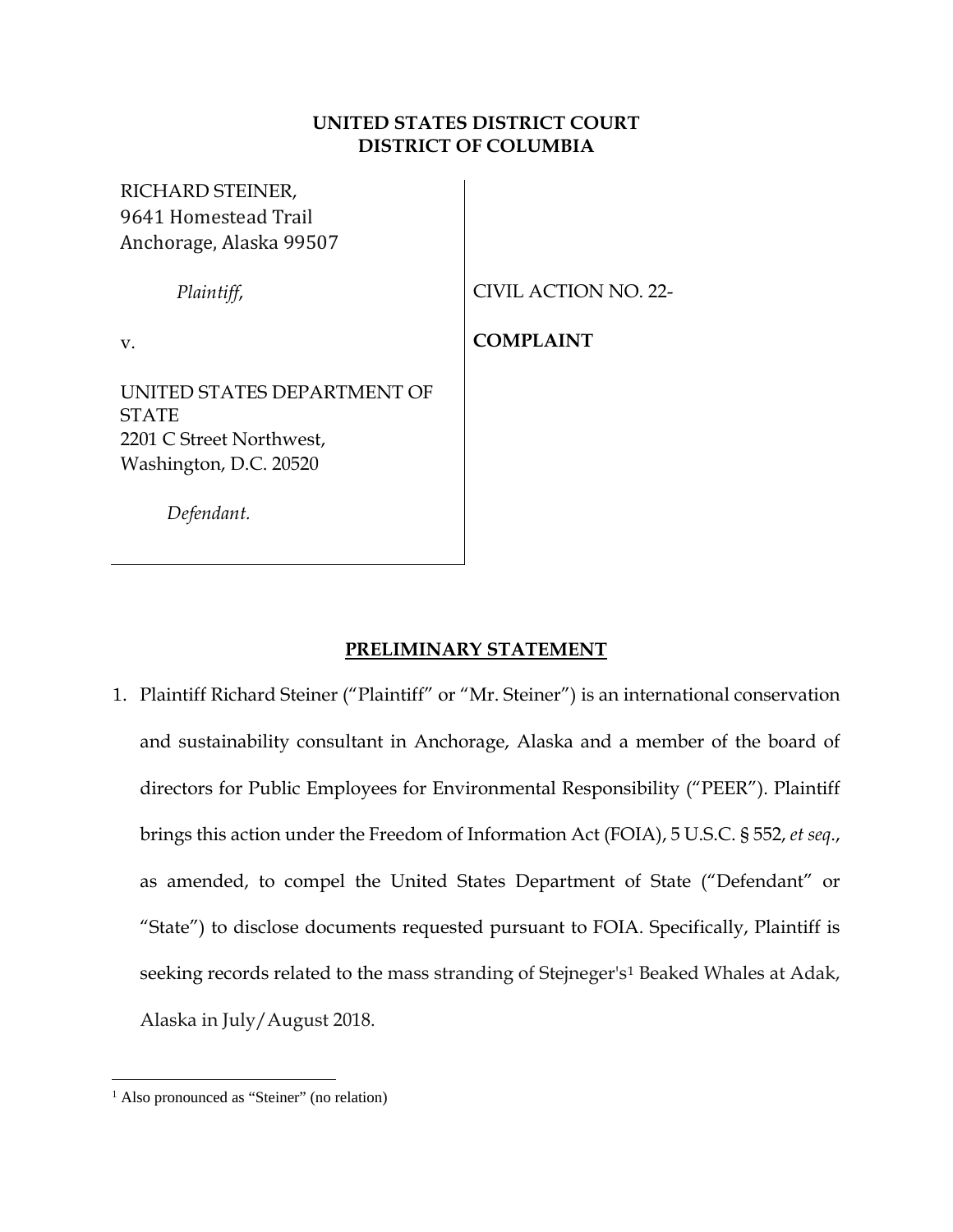**UNITED STATES DISTRICT COURT**
**DISTRICT OF COLUMBIA**

| | |
|---|---|
| RICHARD STEINER,<br>9641 Homestead Trail<br>Anchorage, Alaska 99507<br><br>*Plaintiff*,<br><br>v.<br><br>UNITED STATES DEPARTMENT OF STATE<br>2201 C Street Northwest,<br>Washington, D.C. 20520<br><br>*Defendant*. | CIVIL ACTION NO. 22-<br><br>**COMPLAINT** |

## PRELIMINARY STATEMENT

1. Plaintiff Richard Steiner ("Plaintiff" or "Mr. Steiner") is an international conservation and sustainability consultant in Anchorage, Alaska and a member of the board of directors for Public Employees for Environmental Responsibility ("PEER"). Plaintiff brings this action under the Freedom of Information Act (FOIA), 5 U.S.C. § 552, *et seq*., as amended, to compel the United States Department of State ("Defendant" or "State") to disclose documents requested pursuant to FOIA. Specifically, Plaintiff is seeking records related to the mass stranding of Stejneger's[1] Beaked Whales at Adak, Alaska in July/August 2018.

[1] Also pronounced as "Steiner" (no relation)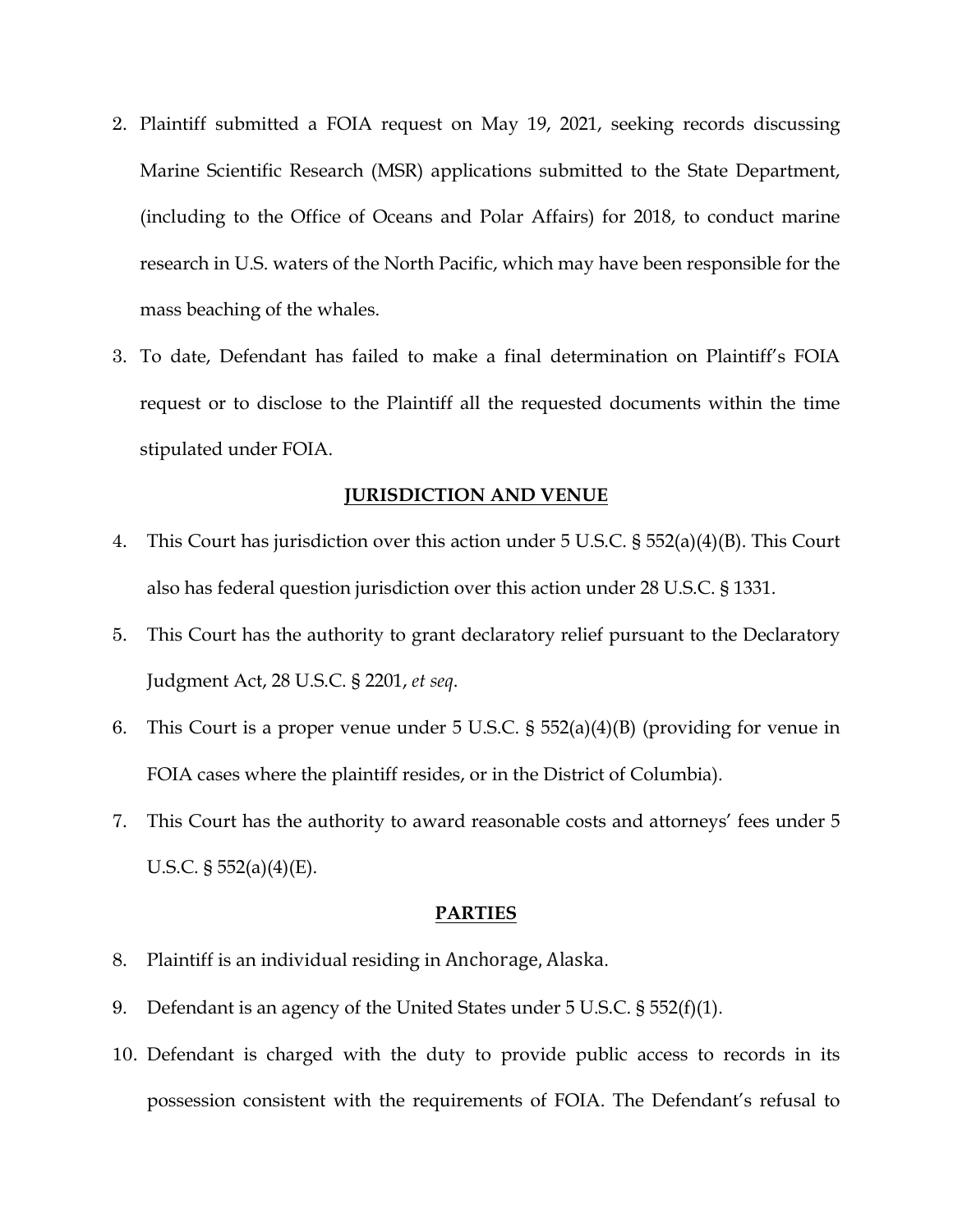2. Plaintiff submitted a FOIA request on May 19, 2021, seeking records discussing Marine Scientific Research (MSR) applications submitted to the State Department, (including to the Office of Oceans and Polar Affairs) for 2018, to conduct marine research in U.S. waters of the North Pacific, which may have been responsible for the mass beaching of the whales.

3. To date, Defendant has failed to make a final determination on Plaintiff's FOIA request or to disclose to the Plaintiff all the requested documents within the time stipulated under FOIA.

## JURISDICTION AND VENUE

4. This Court has jurisdiction over this action under 5 U.S.C. § 552(a)(4)(B). This Court also has federal question jurisdiction over this action under 28 U.S.C. § 1331.

5. This Court has the authority to grant declaratory relief pursuant to the Declaratory Judgment Act, 28 U.S.C. § 2201, *et seq*.

6. This Court is a proper venue under 5 U.S.C. § 552(a)(4)(B) (providing for venue in FOIA cases where the plaintiff resides, or in the District of Columbia).

7. This Court has the authority to award reasonable costs and attorneys' fees under 5 U.S.C. § 552(a)(4)(E).

## PARTIES

8. Plaintiff is an individual residing in Anchorage, Alaska.

9. Defendant is an agency of the United States under 5 U.S.C. § 552(f)(1).

10. Defendant is charged with the duty to provide public access to records in its possession consistent with the requirements of FOIA. The Defendant's refusal to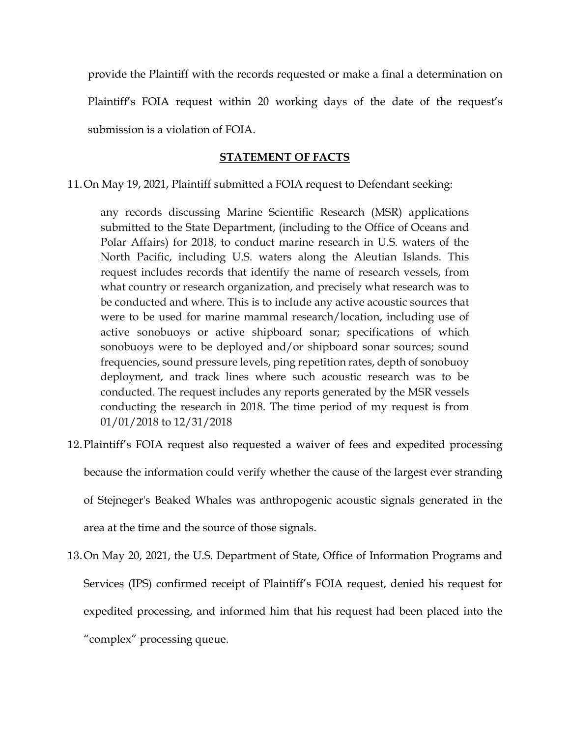provide the Plaintiff with the records requested or make a final a determination on Plaintiff's FOIA request within 20 working days of the date of the request's submission is a violation of FOIA.

## STATEMENT OF FACTS

11. On May 19, 2021, Plaintiff submitted a FOIA request to Defendant seeking:

> any records discussing Marine Scientific Research (MSR) applications submitted to the State Department, (including to the Office of Oceans and Polar Affairs) for 2018, to conduct marine research in U.S. waters of the North Pacific, including U.S. waters along the Aleutian Islands. This request includes records that identify the name of research vessels, from what country or research organization, and precisely what research was to be conducted and where. This is to include any active acoustic sources that were to be used for marine mammal research/location, including use of active sonobuoys or active shipboard sonar; specifications of which sonobuoys were to be deployed and/or shipboard sonar sources; sound frequencies, sound pressure levels, ping repetition rates, depth of sonobuoy deployment, and track lines where such acoustic research was to be conducted. The request includes any reports generated by the MSR vessels conducting the research in 2018. The time period of my request is from 01/01/2018 to 12/31/2018

12. Plaintiff's FOIA request also requested a waiver of fees and expedited processing because the information could verify whether the cause of the largest ever stranding of Stejneger's Beaked Whales was anthropogenic acoustic signals generated in the area at the time and the source of those signals.

13. On May 20, 2021, the U.S. Department of State, Office of Information Programs and Services (IPS) confirmed receipt of Plaintiff's FOIA request, denied his request for expedited processing, and informed him that his request had been placed into the "complex" processing queue.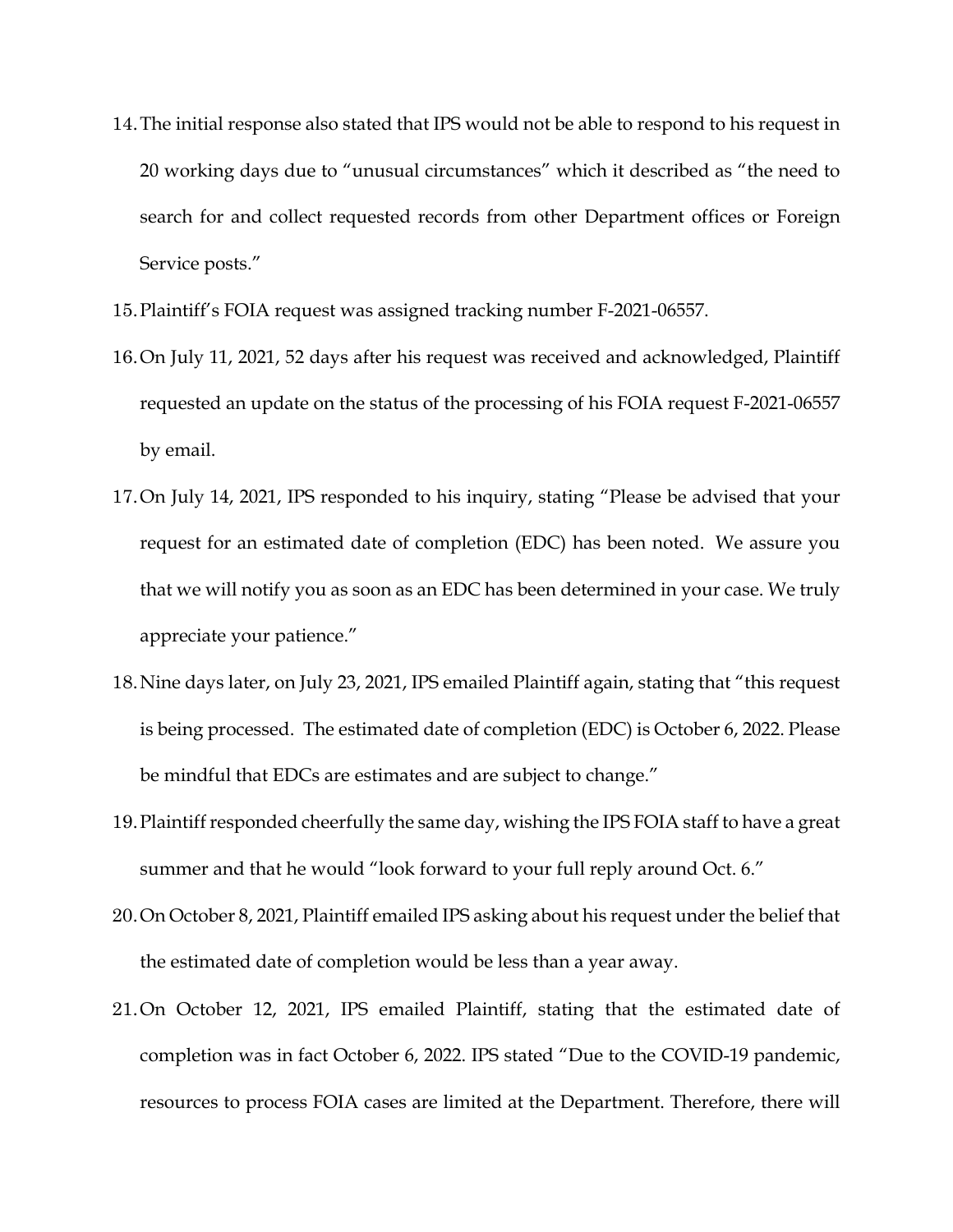14. The initial response also stated that IPS would not be able to respond to his request in 20 working days due to "unusual circumstances" which it described as "the need to search for and collect requested records from other Department offices or Foreign Service posts."
15. Plaintiff's FOIA request was assigned tracking number F-2021-06557.
16. On July 11, 2021, 52 days after his request was received and acknowledged, Plaintiff requested an update on the status of the processing of his FOIA request F-2021-06557 by email.
17. On July 14, 2021, IPS responded to his inquiry, stating "Please be advised that your request for an estimated date of completion (EDC) has been noted. We assure you that we will notify you as soon as an EDC has been determined in your case. We truly appreciate your patience."
18. Nine days later, on July 23, 2021, IPS emailed Plaintiff again, stating that "this request is being processed. The estimated date of completion (EDC) is October 6, 2022. Please be mindful that EDCs are estimates and are subject to change."
19. Plaintiff responded cheerfully the same day, wishing the IPS FOIA staff to have a great summer and that he would "look forward to your full reply around Oct. 6."
20. On October 8, 2021, Plaintiff emailed IPS asking about his request under the belief that the estimated date of completion would be less than a year away.
21. On October 12, 2021, IPS emailed Plaintiff, stating that the estimated date of completion was in fact October 6, 2022. IPS stated "Due to the COVID-19 pandemic, resources to process FOIA cases are limited at the Department. Therefore, there will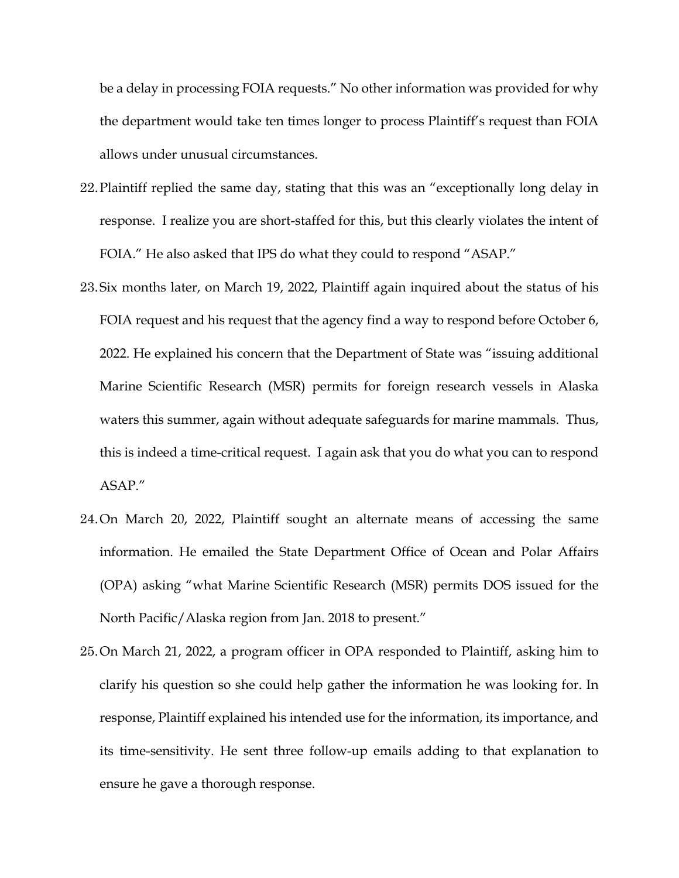be a delay in processing FOIA requests." No other information was provided for why the department would take ten times longer to process Plaintiff's request than FOIA allows under unusual circumstances.

22. Plaintiff replied the same day, stating that this was an "exceptionally long delay in response. I realize you are short-staffed for this, but this clearly violates the intent of FOIA." He also asked that IPS do what they could to respond "ASAP."

23. Six months later, on March 19, 2022, Plaintiff again inquired about the status of his FOIA request and his request that the agency find a way to respond before October 6, 2022. He explained his concern that the Department of State was "issuing additional Marine Scientific Research (MSR) permits for foreign research vessels in Alaska waters this summer, again without adequate safeguards for marine mammals. Thus, this is indeed a time-critical request. I again ask that you do what you can to respond ASAP."

24. On March 20, 2022, Plaintiff sought an alternate means of accessing the same information. He emailed the State Department Office of Ocean and Polar Affairs (OPA) asking "what Marine Scientific Research (MSR) permits DOS issued for the North Pacific/Alaska region from Jan. 2018 to present."

25. On March 21, 2022, a program officer in OPA responded to Plaintiff, asking him to clarify his question so she could help gather the information he was looking for. In response, Plaintiff explained his intended use for the information, its importance, and its time-sensitivity. He sent three follow-up emails adding to that explanation to ensure he gave a thorough response.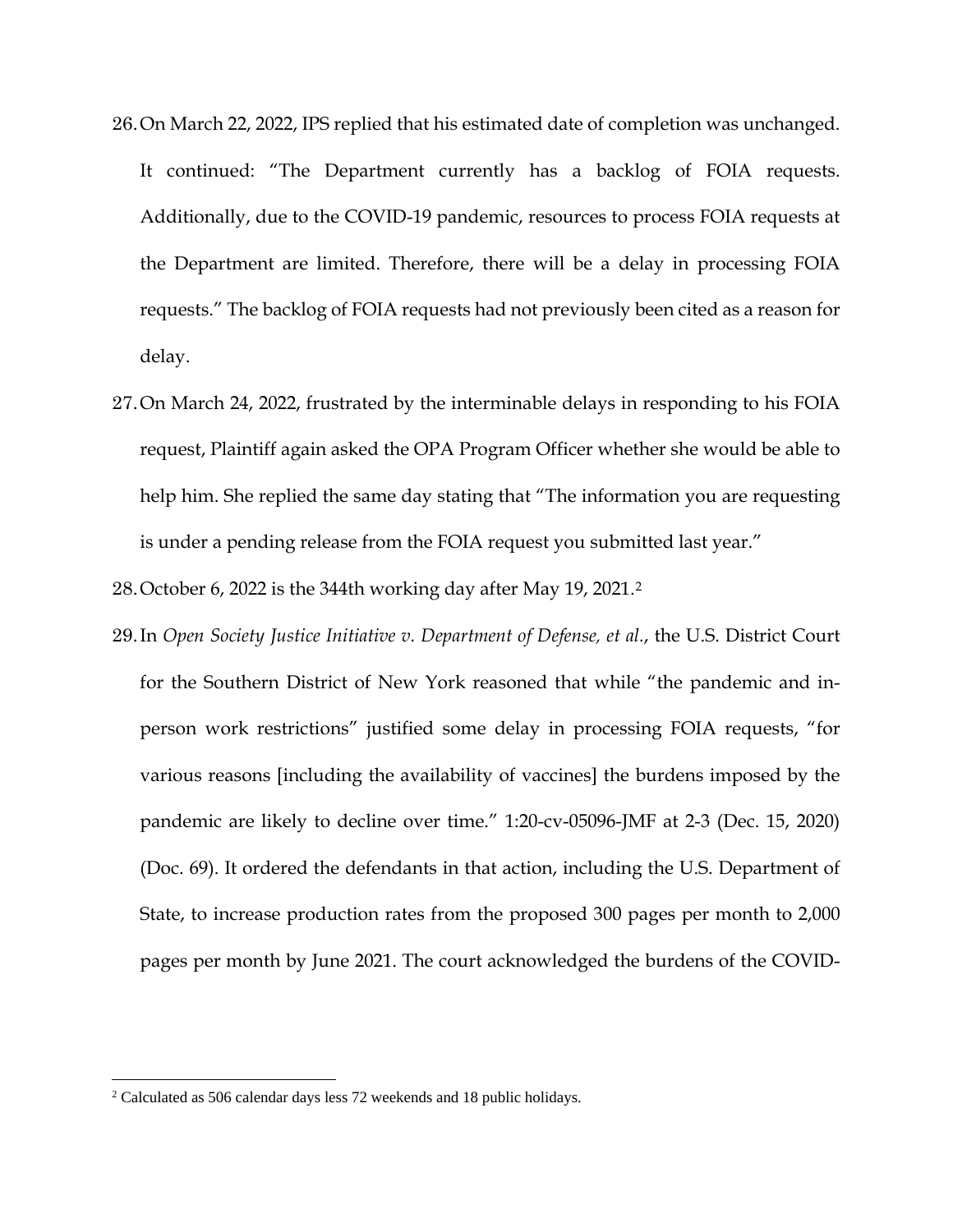26. On March 22, 2022, IPS replied that his estimated date of completion was unchanged. It continued: "The Department currently has a backlog of FOIA requests. Additionally, due to the COVID-19 pandemic, resources to process FOIA requests at the Department are limited. Therefore, there will be a delay in processing FOIA requests." The backlog of FOIA requests had not previously been cited as a reason for delay.

27. On March 24, 2022, frustrated by the interminable delays in responding to his FOIA request, Plaintiff again asked the OPA Program Officer whether she would be able to help him. She replied the same day stating that "The information you are requesting is under a pending release from the FOIA request you submitted last year."

28. October 6, 2022 is the 344th working day after May 19, 2021.[2]

29. In *Open Society Justice Initiative v. Department of Defense, et al.*, the U.S. District Court for the Southern District of New York reasoned that while "the pandemic and in-person work restrictions" justified some delay in processing FOIA requests, "for various reasons [including the availability of vaccines] the burdens imposed by the pandemic are likely to decline over time." 1:20-cv-05096-JMF at 2-3 (Dec. 15, 2020) (Doc. 69). It ordered the defendants in that action, including the U.S. Department of State, to increase production rates from the proposed 300 pages per month to 2,000 pages per month by June 2021. The court acknowledged the burdens of the COVID-

[2] Calculated as 506 calendar days less 72 weekends and 18 public holidays.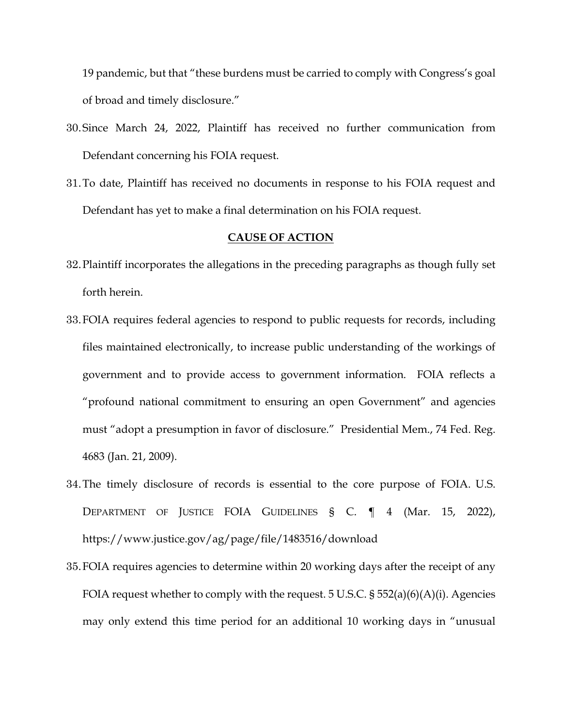19 pandemic, but that "these burdens must be carried to comply with Congress's goal of broad and timely disclosure."

30. Since March 24, 2022, Plaintiff has received no further communication from Defendant concerning his FOIA request.

31. To date, Plaintiff has received no documents in response to his FOIA request and Defendant has yet to make a final determination on his FOIA request.

## **CAUSE OF ACTION**

32. Plaintiff incorporates the allegations in the preceding paragraphs as though fully set forth herein.

33. FOIA requires federal agencies to respond to public requests for records, including files maintained electronically, to increase public understanding of the workings of government and to provide access to government information. FOIA reflects a "profound national commitment to ensuring an open Government" and agencies must "adopt a presumption in favor of disclosure." Presidential Mem., 74 Fed. Reg. 4683 (Jan. 21, 2009).

34. The timely disclosure of records is essential to the core purpose of FOIA. U.S. DEPARTMENT OF JUSTICE FOIA GUIDELINES § C. ¶ 4 (Mar. 15, 2022), https://www.justice.gov/ag/page/file/1483516/download

35. FOIA requires agencies to determine within 20 working days after the receipt of any FOIA request whether to comply with the request. 5 U.S.C. § 552(a)(6)(A)(i). Agencies may only extend this time period for an additional 10 working days in "unusual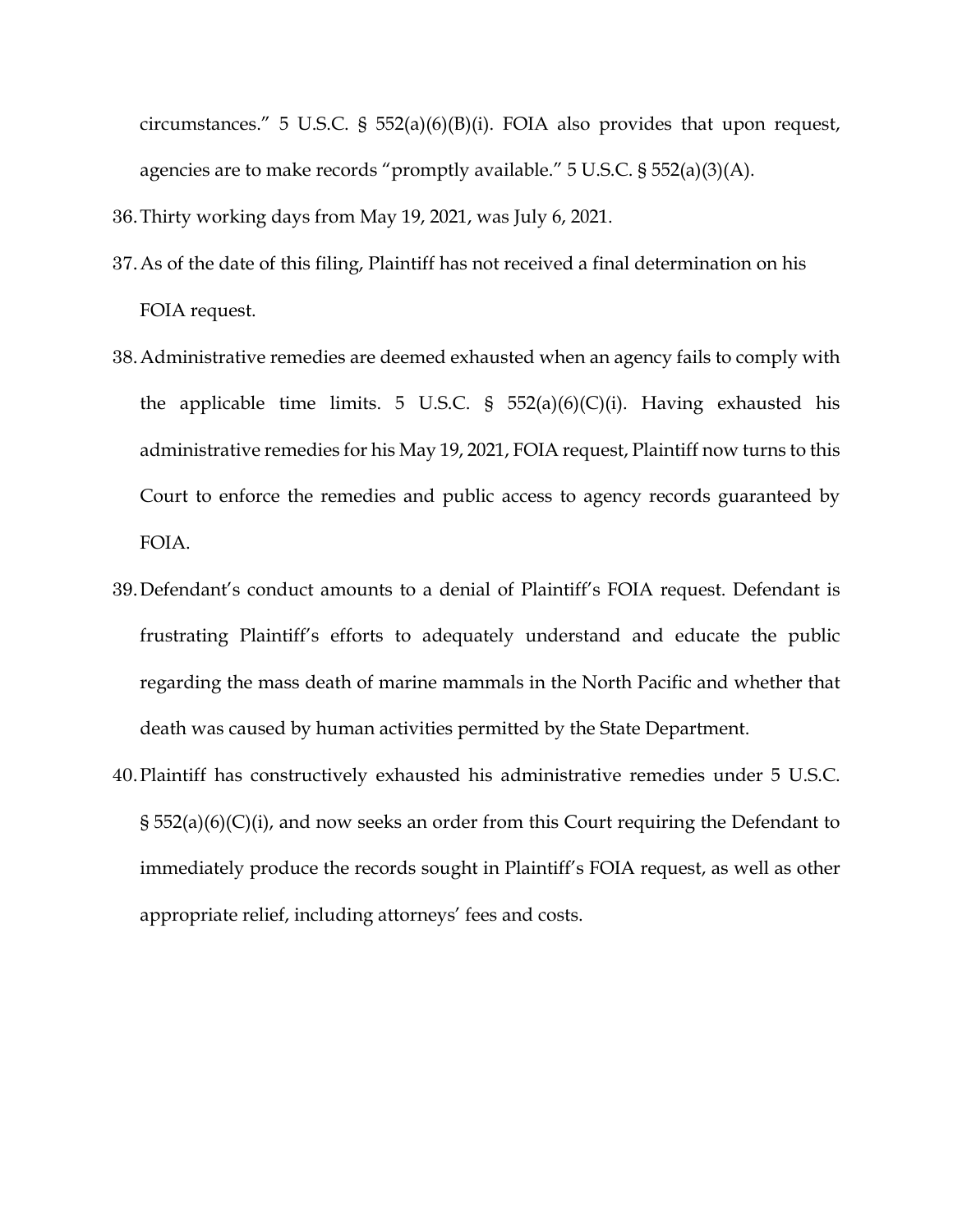circumstances." 5 U.S.C. § 552(a)(6)(B)(i). FOIA also provides that upon request, agencies are to make records "promptly available." 5 U.S.C. § 552(a)(3)(A).

36. Thirty working days from May 19, 2021, was July 6, 2021.

37. As of the date of this filing, Plaintiff has not received a final determination on his FOIA request.

38. Administrative remedies are deemed exhausted when an agency fails to comply with the applicable time limits. 5 U.S.C. § 552(a)(6)(C)(i). Having exhausted his administrative remedies for his May 19, 2021, FOIA request, Plaintiff now turns to this Court to enforce the remedies and public access to agency records guaranteed by FOIA.

39. Defendant's conduct amounts to a denial of Plaintiff's FOIA request. Defendant is frustrating Plaintiff's efforts to adequately understand and educate the public regarding the mass death of marine mammals in the North Pacific and whether that death was caused by human activities permitted by the State Department.

40. Plaintiff has constructively exhausted his administrative remedies under 5 U.S.C. § 552(a)(6)(C)(i), and now seeks an order from this Court requiring the Defendant to immediately produce the records sought in Plaintiff's FOIA request, as well as other appropriate relief, including attorneys' fees and costs.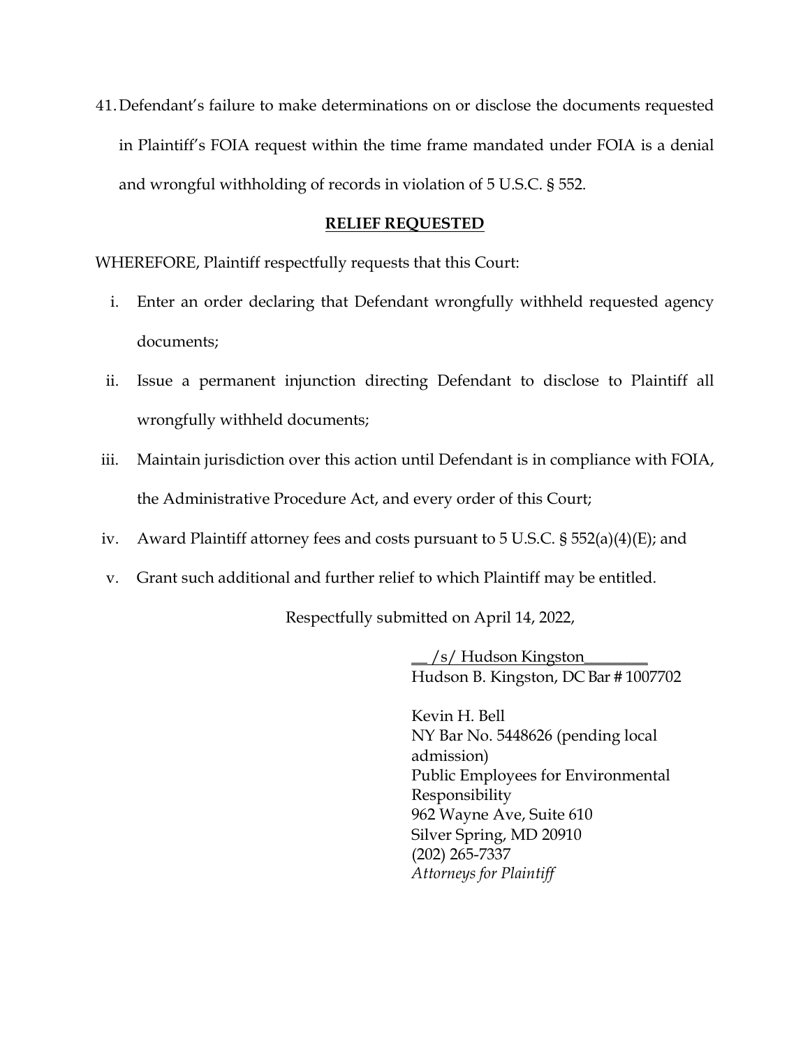41. Defendant's failure to make determinations on or disclose the documents requested in Plaintiff's FOIA request within the time frame mandated under FOIA is a denial and wrongful withholding of records in violation of 5 U.S.C. § 552.

**RELIEF REQUESTED**

WHEREFORE, Plaintiff respectfully requests that this Court:

i. Enter an order declaring that Defendant wrongfully withheld requested agency documents;

ii. Issue a permanent injunction directing Defendant to disclose to Plaintiff all wrongfully withheld documents;

iii. Maintain jurisdiction over this action until Defendant is in compliance with FOIA, the Administrative Procedure Act, and every order of this Court;

iv. Award Plaintiff attorney fees and costs pursuant to 5 U.S.C. § 552(a)(4)(E); and

v. Grant such additional and further relief to which Plaintiff may be entitled.

Respectfully submitted on April 14, 2022,

__ /s/ Hudson Kingston________
Hudson B. Kingston, DC Bar # 1007702

Kevin H. Bell
NY Bar No. 5448626 (pending local admission)
Public Employees for Environmental Responsibility
962 Wayne Ave, Suite 610
Silver Spring, MD 20910
(202) 265-7337
*Attorneys for Plaintiff*